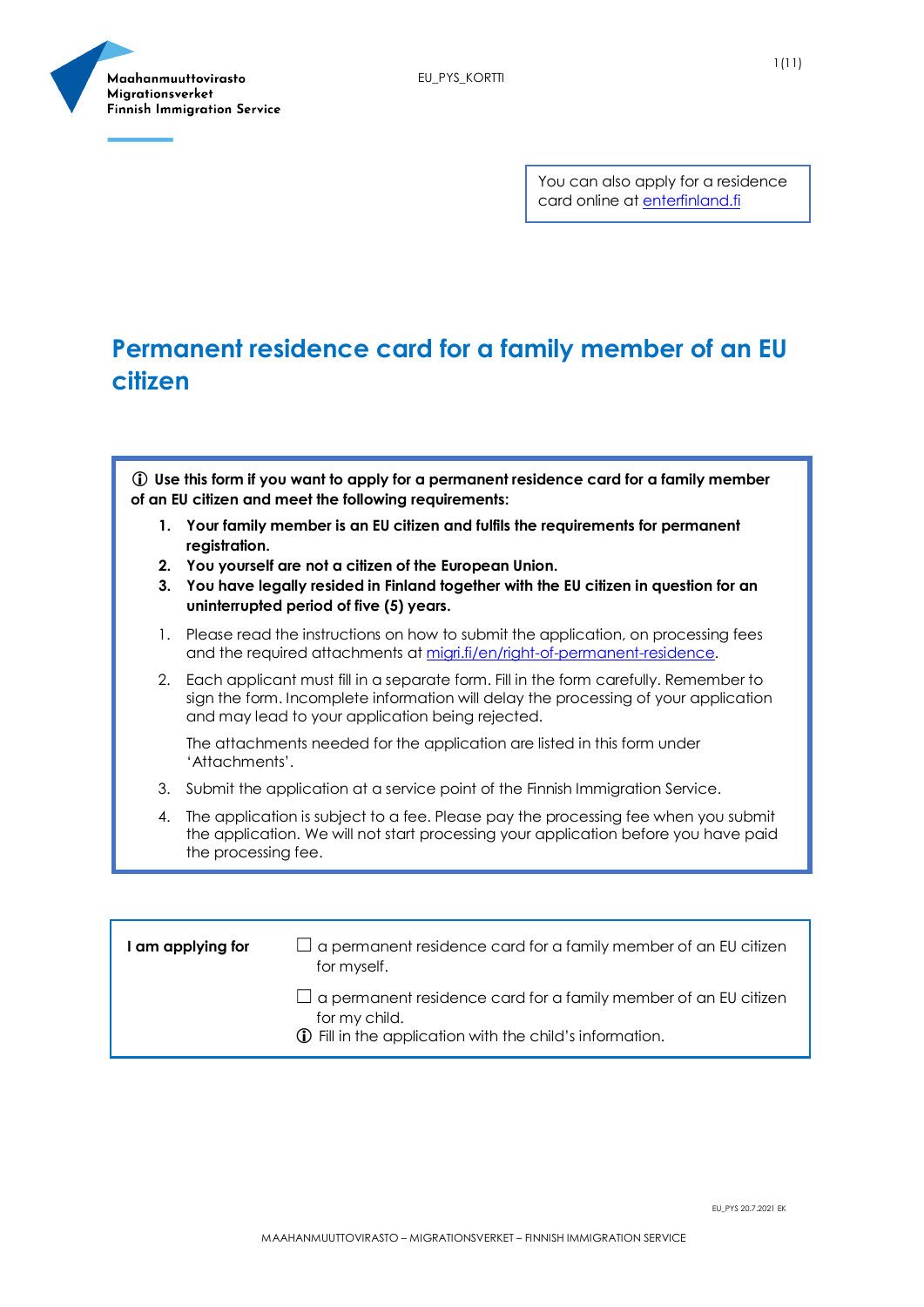You can also apply for a residence card online at [enterfinland.fi](enterfinland.fi)

# Permanent residence card for a family member of an EU citizen

ⓘ **Use this form if you want to apply for a permanent residence card for a family member of an EU citizen and meet the following requirements:**

1. **Your family member is an EU citizen and fulfils the requirements for permanent registration.**
2. **You yourself are not a citizen of the European Union.**
3. **You have legally resided in Finland together with the EU citizen in question for an uninterrupted period of five (5) years.**

1. Please read the instructions on how to submit the application, on processing fees and the required attachments at [migri.fi/en/right-of-permanent-residence](migri.fi/en/right-of-permanent-residence).
2. Each applicant must fill in a separate form. Fill in the form carefully. Remember to sign the form. Incomplete information will delay the processing of your application and may lead to your application being rejected.

   The attachments needed for the application are listed in this form under 'Attachments'.
3. Submit the application at a service point of the Finnish Immigration Service.
4. The application is subject to a fee. Please pay the processing fee when you submit the application. We will not start processing your application before you have paid the processing fee.

| **I am applying for** | ☐ a permanent residence card for a family member of an EU citizen for myself. |
|---|---|
| | ☐ a permanent residence card for a family member of an EU citizen for my child. ⓘ Fill in the application with the child's information. |

EU_PYS 20.7.2021 EK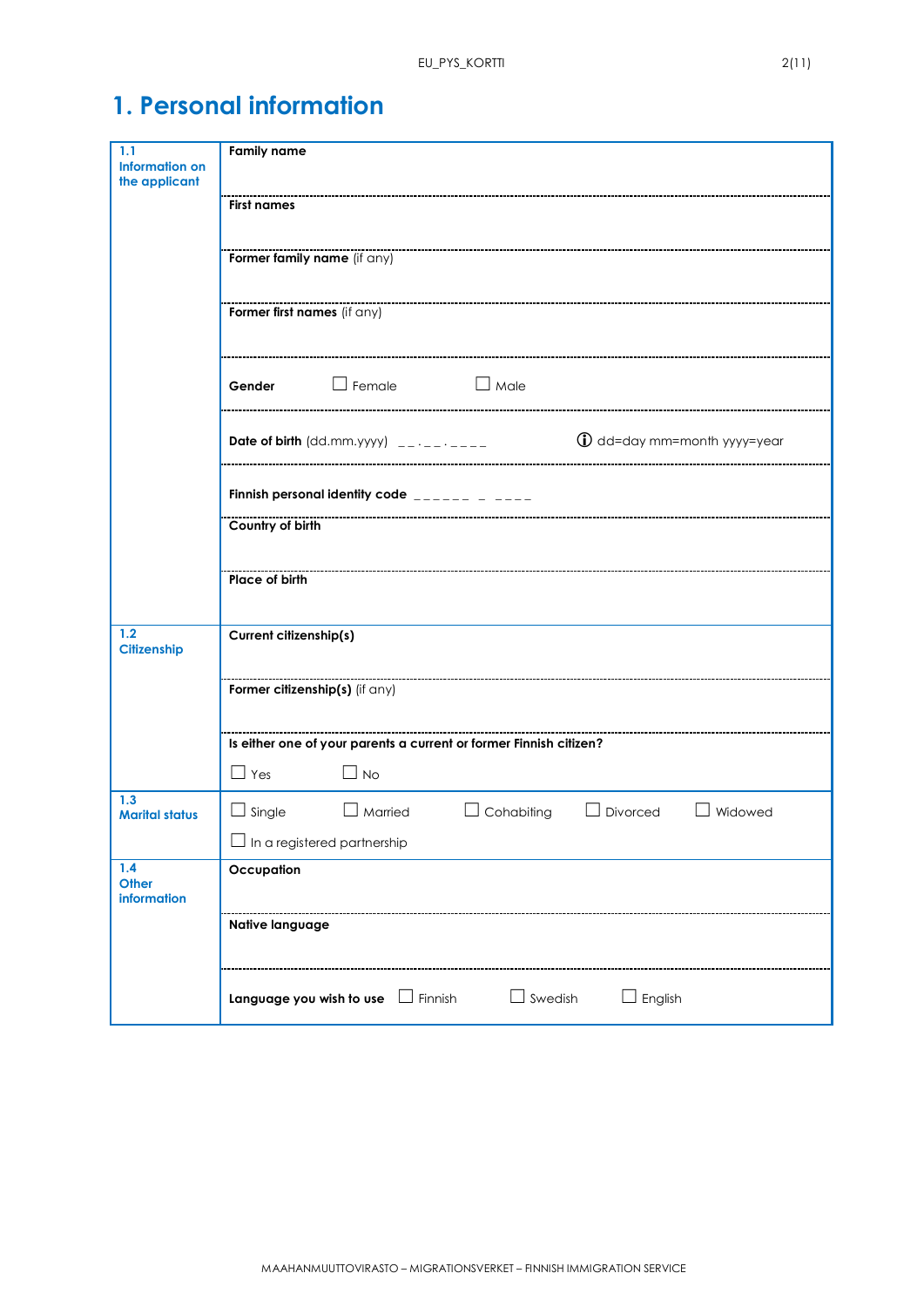# 1. Personal information

| | |
|---|---|
| **1.1 Information on the applicant** | **Family name** |
| | **First names** |
| | **Former family name** (if any) |
| | **Former first names** (if any) |
| | **Gender** ☐ Female ☐ Male |
| | **Date of birth** (dd.mm.yyyy) __.__.____ ⓘ dd=day mm=month yyyy=year |
| | **Finnish personal identity code** ______ _ ____ |
| | **Country of birth** |
| | **Place of birth** |
| **1.2 Citizenship** | **Current citizenship(s)** |
| | **Former citizenship(s)** (if any) |
| | **Is either one of your parents a current or former Finnish citizen?** ☐ Yes ☐ No |
| **1.3 Marital status** | ☐ Single ☐ Married ☐ Cohabiting ☐ Divorced ☐ Widowed ☐ In a registered partnership |
| **1.4 Other information** | **Occupation** |
| | **Native language** |
| | **Language you wish to use** ☐ Finnish ☐ Swedish ☐ English |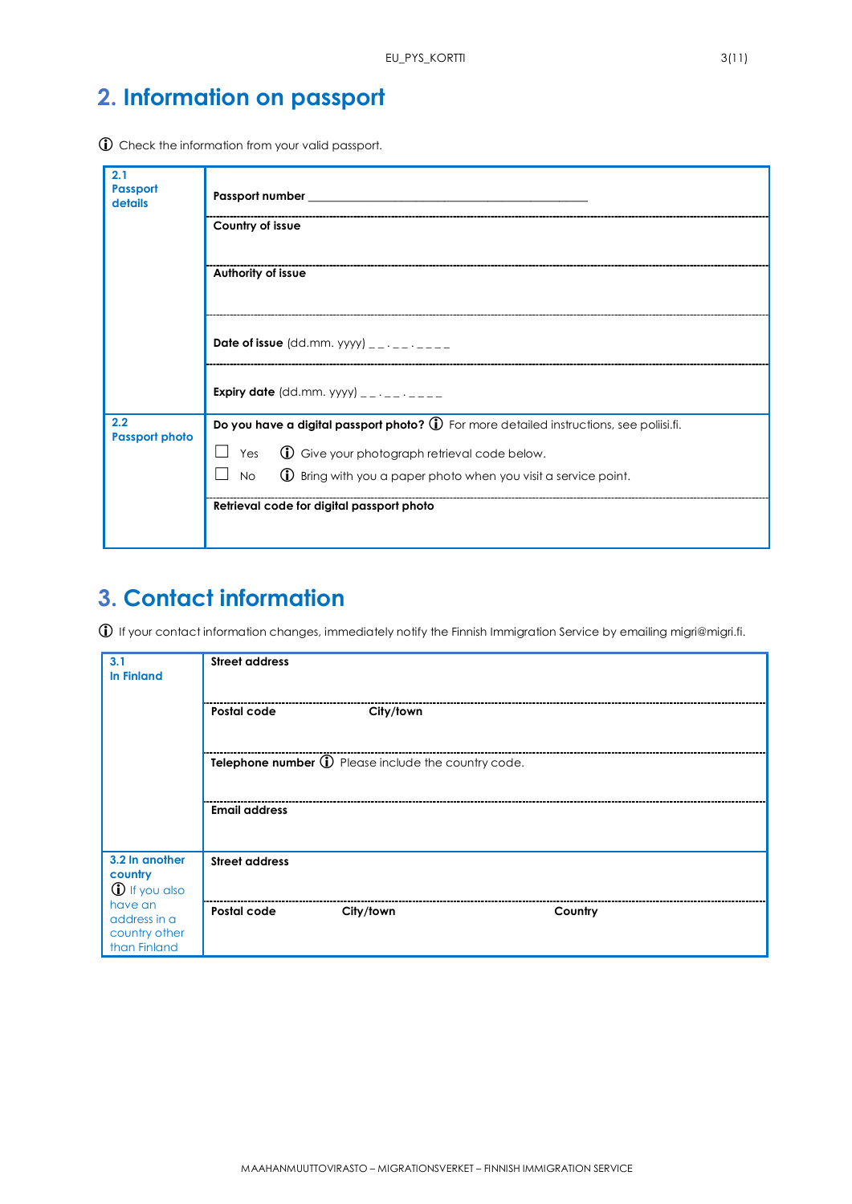## 2. Information on passport

ⓘ Check the information from your valid passport.

| | |
|---|---|
| **2.1 Passport details** | **Passport number** ___________________________________________ |
| | **Country of issue** |
| | **Authority of issue** |
| | **Date of issue** (dd.mm. yyyy) _ _ . _ _ . _ _ _ _ |
| | **Expiry date** (dd.mm. yyyy) _ _ . _ _ . _ _ _ _ |
| **2.2 Passport photo** | **Do you have a digital passport photo?** ⓘ For more detailed instructions, see poliisi.fi.<br>☐ Yes ⓘ Give your photograph retrieval code below.<br>☐ No ⓘ Bring with you a paper photo when you visit a service point. |
| | **Retrieval code for digital passport photo** |

## 3. Contact information

ⓘ If your contact information changes, immediately notify the Finnish Immigration Service by emailing migri@migri.fi.

| | | | |
|---|---|---|---|
| **3.1 In Finland** | **Street address** | | |
| | **Postal code** | **City/town** | |
| | **Telephone number** ⓘ Please include the country code. | | |
| | **Email address** | | |
| **3.2 In another country**<br>ⓘ If you also have an address in a country other than Finland | **Street address** | | |
| | **Postal code** | **City/town** | **Country** |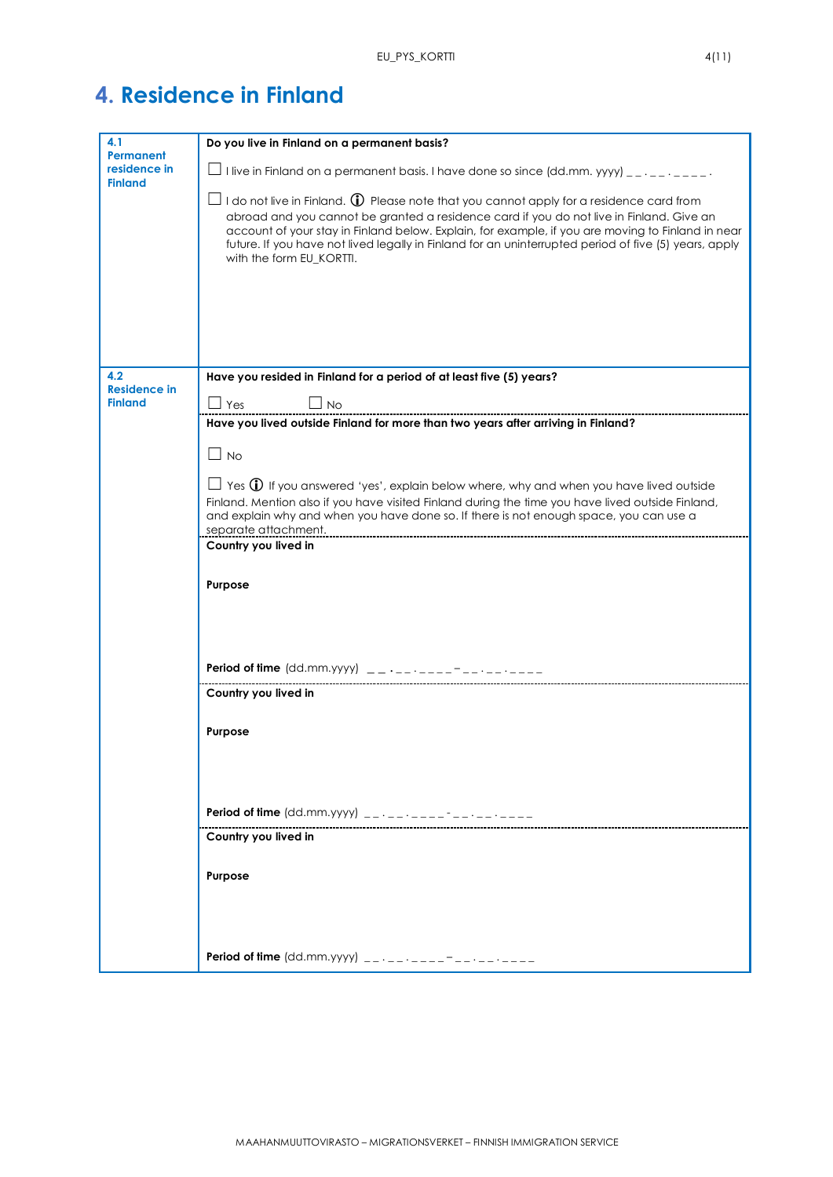# 4. Residence in Finland

| | |
|---|---|
| **4.1 Permanent residence in Finland** | **Do you live in Finland on a permanent basis?**<br><br>☐ I live in Finland on a permanent basis. I have done so since (dd.mm. yyyy) _ _ . _ _ . _ _ _ _ .<br><br>☐ I do not live in Finland. ⓘ Please note that you cannot apply for a residence card from abroad and you cannot be granted a residence card if you do not live in Finland. Give an account of your stay in Finland below. Explain, for example, if you are moving to Finland in near future. If you have not lived legally in Finland for an uninterrupted period of five (5) years, apply with the form EU_KORTTI. |
| **4.2 Residence in Finland** | **Have you resided in Finland for a period of at least five (5) years?**<br><br>☐ Yes ☐ No |
| | **Have you lived outside Finland for more than two years after arriving in Finland?**<br><br>☐ No<br><br>☐ Yes ⓘ If you answered 'yes', explain below where, why and when you have lived outside Finland. Mention also if you have visited Finland during the time you have lived outside Finland, and explain why and when you have done so. If there is not enough space, you can use a separate attachment. |
| | **Country you lived in**<br><br>**Purpose**<br><br>**Period of time** (dd.mm.yyyy) _ _ . _ _ . _ _ _ _ – _ _ . _ _ . _ _ _ _ |
| | **Country you lived in**<br><br>**Purpose**<br><br>**Period of time** (dd.mm.yyyy) _ _ . _ _ . _ _ _ _ - _ _ . _ _ . _ _ _ _ |
| | **Country you lived in**<br><br>**Purpose**<br><br>**Period of time** (dd.mm.yyyy) _ _ . _ _ . _ _ _ _ – _ _ . _ _ . _ _ _ _ |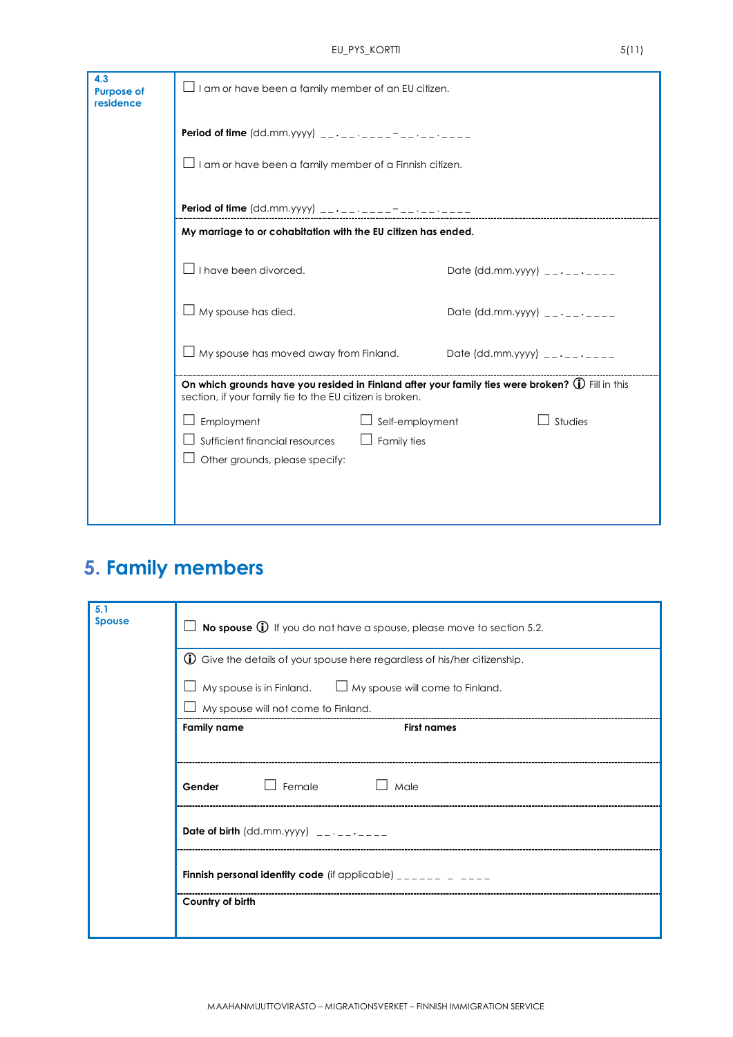**4.3 Purpose of residence**

☐ I am or have been a family member of an EU citizen.

**Period of time** (dd.mm.yyyy) __.__.____–__.__.____

☐ I am or have been a family member of a Finnish citizen.

**Period of time** (dd.mm.yyyy) __.__.____–__.__.____

**My marriage to or cohabitation with the EU citizen has ended.**

☐ I have been divorced. Date (dd.mm.yyyy) __.__.____

☐ My spouse has died. Date (dd.mm.yyyy) __.__.____

☐ My spouse has moved away from Finland. Date (dd.mm.yyyy) __.__.____

**On which grounds have you resided in Finland after your family ties were broken?** ⓘ Fill in this section, if your family tie to the EU citizen is broken.

☐ Employment ☐ Self-employment ☐ Studies

☐ Sufficient financial resources ☐ Family ties

☐ Other grounds, please specify:

# 5. Family members

**5.1 Spouse**

☐ **No spouse** ⓘ If you do not have a spouse, please move to section 5.2.

ⓘ Give the details of your spouse here regardless of his/her citizenship.

☐ My spouse is in Finland. ☐ My spouse will come to Finland.

☐ My spouse will not come to Finland.

**Family name** **First names**

**Gender** ☐ Female ☐ Male

**Date of birth** (dd.mm.yyyy) __.__.____

**Finnish personal identity code** (if applicable) ______ _ ____

**Country of birth**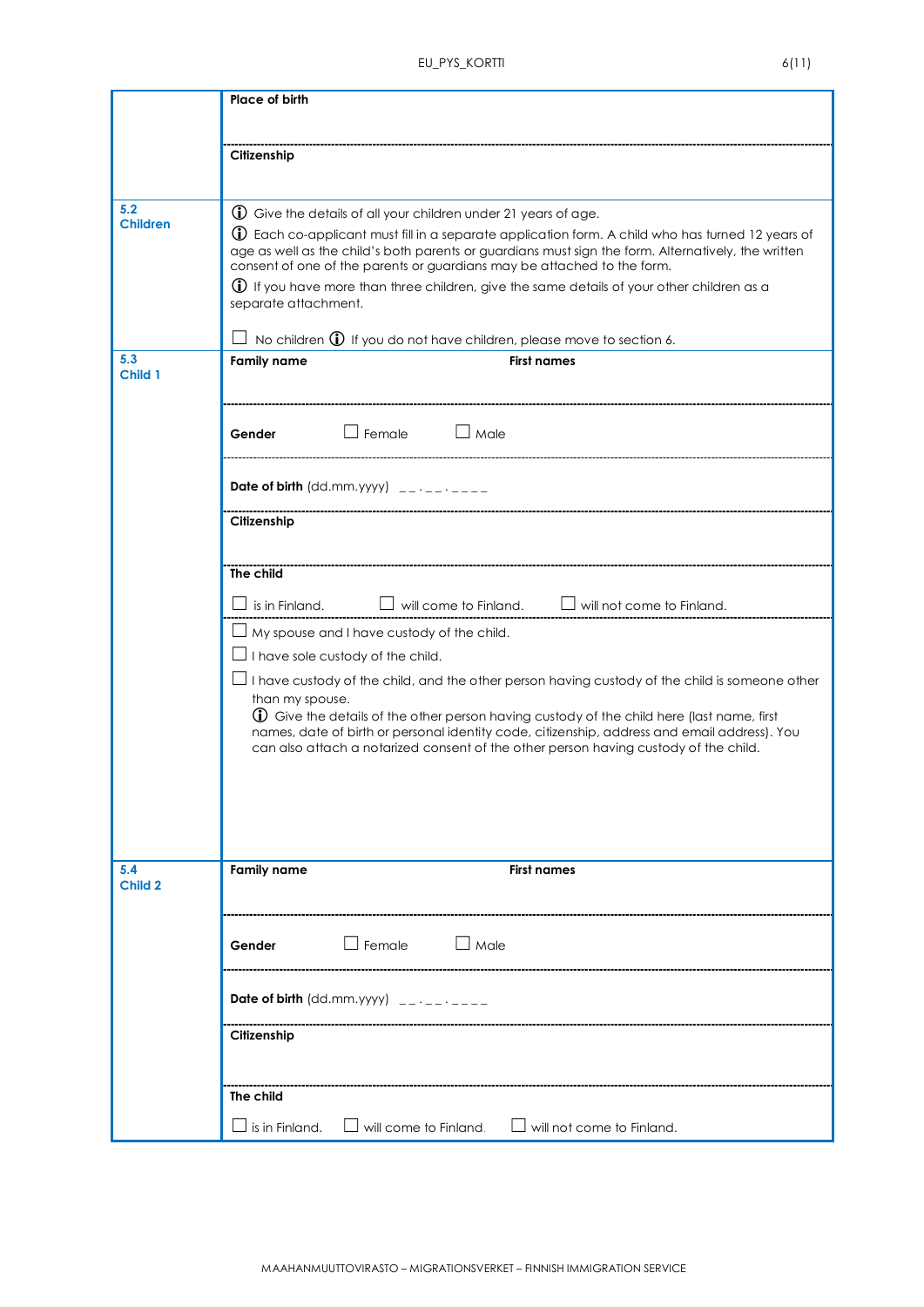**Place of birth**

**Citizenship**

**5.2 Children**

ⓘ Give the details of all your children under 21 years of age.

ⓘ Each co-applicant must fill in a separate application form. A child who has turned 12 years of age as well as the child's both parents or guardians must sign the form. Alternatively, the written consent of one of the parents or guardians may be attached to the form.

ⓘ If you have more than three children, give the same details of your other children as a separate attachment.

☐ No children ⓘ If you do not have children, please move to section 6.

**5.3 Child 1**

**Family name** **First names**

**Gender** ☐ Female ☐ Male

**Date of birth** (dd.mm.yyyy) __.__.____

**Citizenship**

**The child**

☐ is in Finland. ☐ will come to Finland. ☐ will not come to Finland.

☐ My spouse and I have custody of the child.

☐ I have sole custody of the child.

☐ I have custody of the child, and the other person having custody of the child is someone other than my spouse.

ⓘ Give the details of the other person having custody of the child here (last name, first names, date of birth or personal identity code, citizenship, address and email address). You can also attach a notarized consent of the other person having custody of the child.

**5.4 Child 2**

**Family name** **First names**

**Gender** ☐ Female ☐ Male

**Date of birth** (dd.mm.yyyy) __.__.____

**Citizenship**

**The child**

☐ is in Finland. ☐ will come to Finland. ☐ will not come to Finland.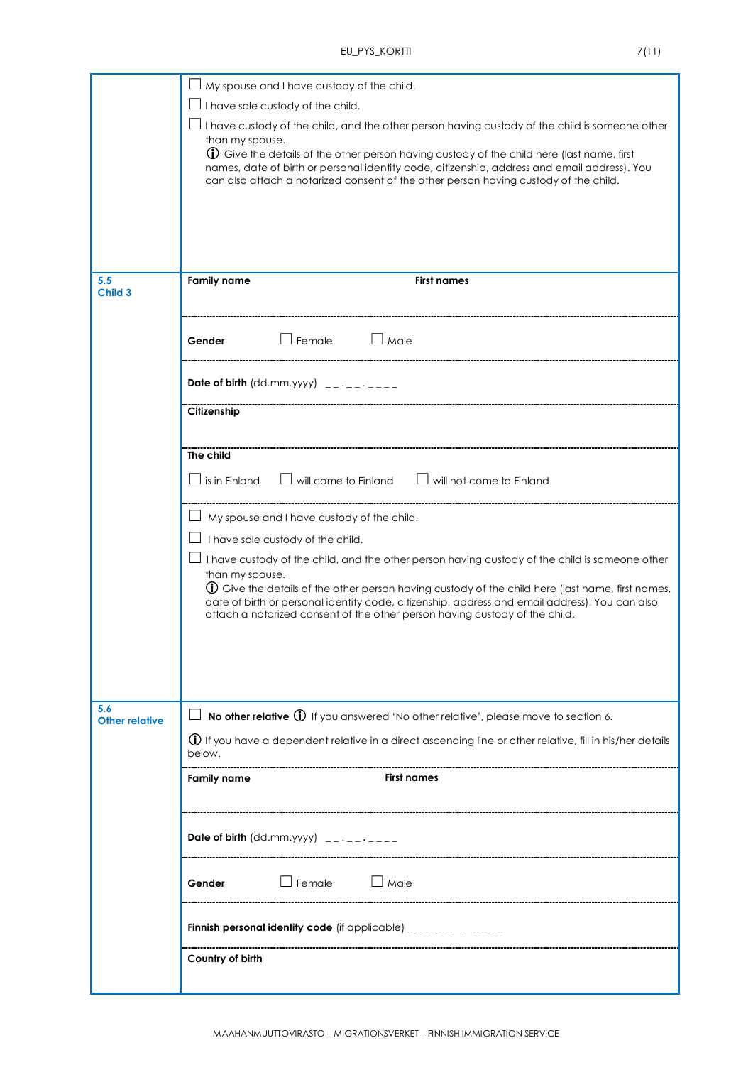☐ My spouse and I have custody of the child.

☐ I have sole custody of the child.

☐ I have custody of the child, and the other person having custody of the child is someone other than my spouse.
ⓘ Give the details of the other person having custody of the child here (last name, first names, date of birth or personal identity code, citizenship, address and email address). You can also attach a notarized consent of the other person having custody of the child.

## 5.5 Child 3

**Family name** **First names**

**Gender** ☐ Female ☐ Male

**Date of birth** (dd.mm.yyyy) __.__.____

**Citizenship**

**The child**

☐ is in Finland ☐ will come to Finland ☐ will not come to Finland

☐ My spouse and I have custody of the child.

☐ I have sole custody of the child.

☐ I have custody of the child, and the other person having custody of the child is someone other than my spouse.
ⓘ Give the details of the other person having custody of the child here (last name, first names, date of birth or personal identity code, citizenship, address and email address). You can also attach a notarized consent of the other person having custody of the child.

## 5.6 Other relative

☐ **No other relative** ⓘ If you answered 'No other relative', please move to section 6.

ⓘ If you have a dependent relative in a direct ascending line or other relative, fill in his/her details below.

**Family name** **First names**

**Date of birth** (dd.mm.yyyy) __.__.____

**Gender** ☐ Female ☐ Male

**Finnish personal identity code** (if applicable) ______ _ ____

**Country of birth**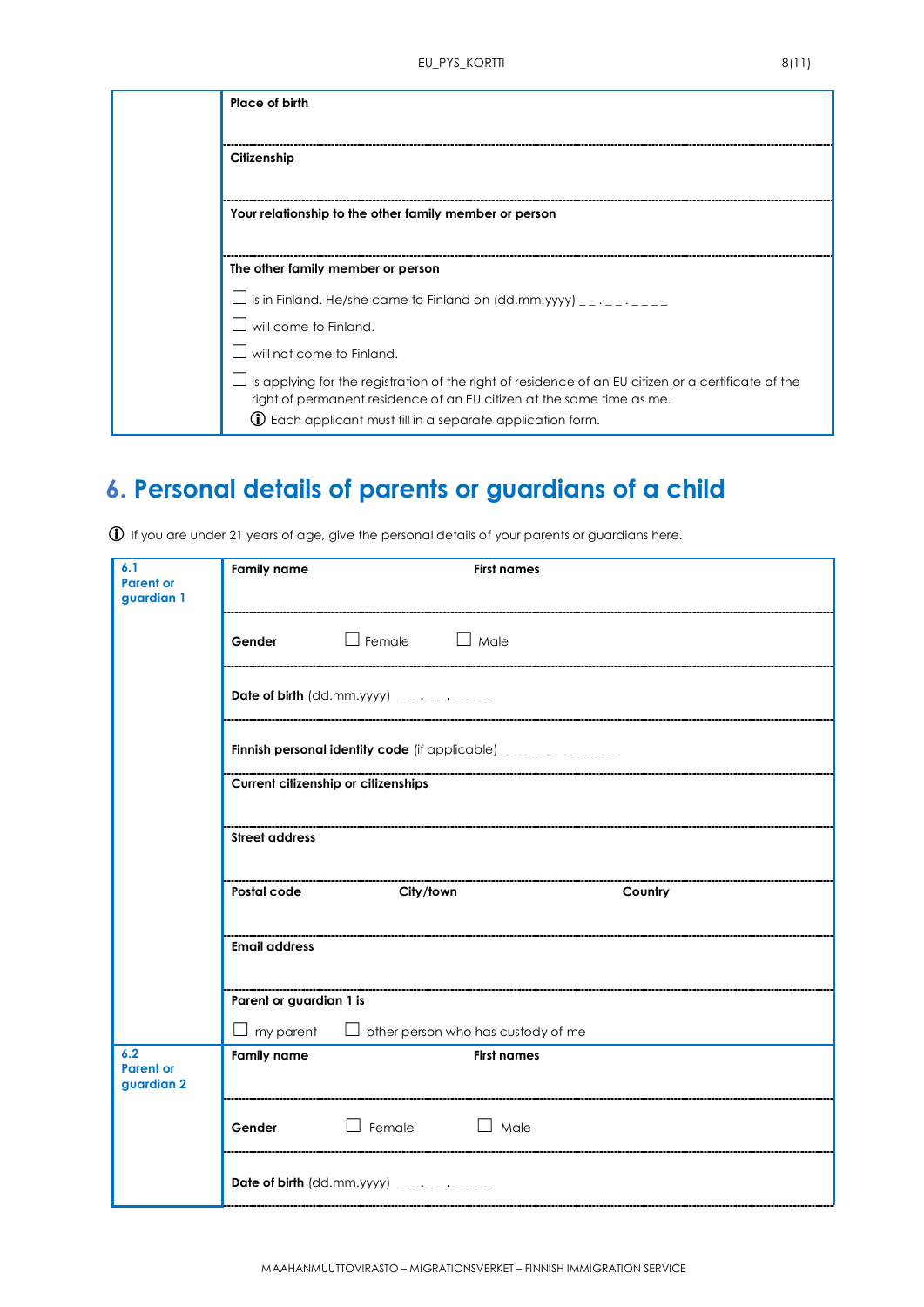| | |
|---|---|
| | **Place of birth** |
| | **Citizenship** |
| | **Your relationship to the other family member or person** |
| | **The other family member or person**<br>☐ is in Finland. He/she came to Finland on (dd.mm.yyyy) _ _ . _ _ . _ _ _ _<br>☐ will come to Finland.<br>☐ will not come to Finland.<br>☐ is applying for the registration of the right of residence of an EU citizen or a certificate of the right of permanent residence of an EU citizen at the same time as me.<br>ⓘ Each applicant must fill in a separate application form. |

# 6. Personal details of parents or guardians of a child

ⓘ If you are under 21 years of age, give the personal details of your parents or guardians here.

| | | | |
|---|---|---|---|
| **6.1 Parent or guardian 1** | **Family name** | **First names** | |
| | **Gender** ☐ Female ☐ Male | | |
| | **Date of birth** (dd.mm.yyyy) _ _ . _ _ . _ _ _ _ | | |
| | **Finnish personal identity code** (if applicable) _ _ _ _ _ _ _ _ _ _ _ | | |
| | **Current citizenship or citizenships** | | |
| | **Street address** | | |
| | **Postal code** | **City/town** | **Country** |
| | **Email address** | | |
| | **Parent or guardian 1 is**<br>☐ my parent ☐ other person who has custody of me | | |
| **6.2 Parent or guardian 2** | **Family name** | **First names** | |
| | **Gender** ☐ Female ☐ Male | | |
| | **Date of birth** (dd.mm.yyyy) _ _ . _ _ . _ _ _ _ | | |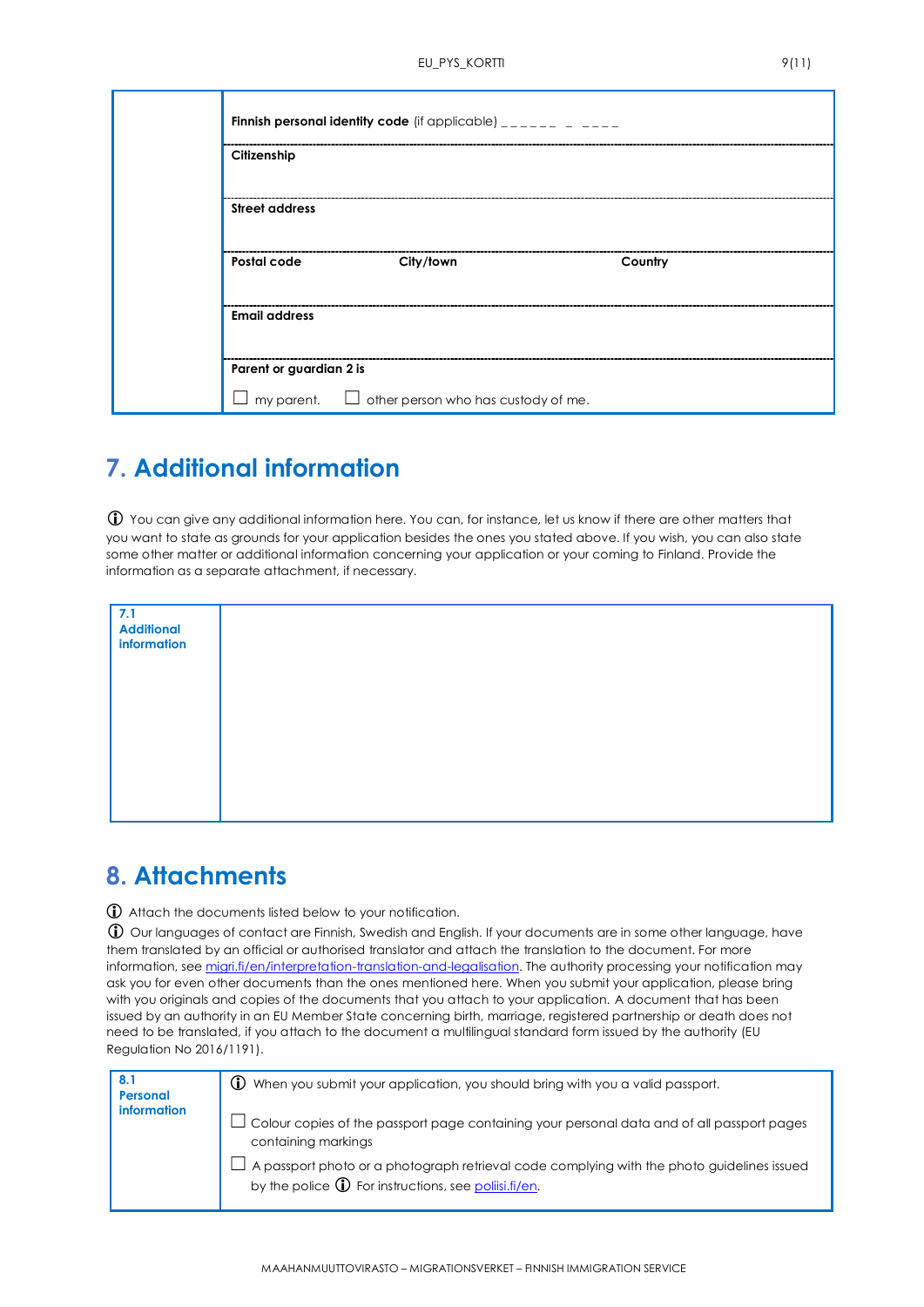| | |
|---|---|
| | **Finnish personal identity code** (if applicable) ______ _ ____ |
| | **Citizenship** |
| | **Street address** |
| | **Postal code** &nbsp;&nbsp;&nbsp; **City/town** &nbsp;&nbsp;&nbsp; **Country** |
| | **Email address** |
| | **Parent or guardian 2 is**<br>☐ my parent. ☐ other person who has custody of me. |

## 7. Additional information

ⓘ You can give any additional information here. You can, for instance, let us know if there are other matters that you want to state as grounds for your application besides the ones you stated above. If you wish, you can also state some other matter or additional information concerning your application or your coming to Finland. Provide the information as a separate attachment, if necessary.

| | |
|---|---|
| **7.1 Additional information** | |

## 8. Attachments

ⓘ Attach the documents listed below to your notification.

ⓘ Our languages of contact are Finnish, Swedish and English. If your documents are in some other language, have them translated by an official or authorised translator and attach the translation to the document. For more information, see [migri.fi/en/interpretation-translation-and-legalisation](migri.fi/en/interpretation-translation-and-legalisation). The authority processing your notification may ask you for even other documents than the ones mentioned here. When you submit your application, please bring with you originals and copies of the documents that you attach to your application. A document that has been issued by an authority in an EU Member State concerning birth, marriage, registered partnership or death does not need to be translated, if you attach to the document a multilingual standard form issued by the authority (EU Regulation No 2016/1191).

| | |
|---|---|
| **8.1 Personal information** | ⓘ When you submit your application, you should bring with you a valid passport.<br><br>☐ Colour copies of the passport page containing your personal data and of all passport pages containing markings<br><br>☐ A passport photo or a photograph retrieval code complying with the photo guidelines issued by the police ⓘ For instructions, see [poliisi.fi/en](poliisi.fi/en). |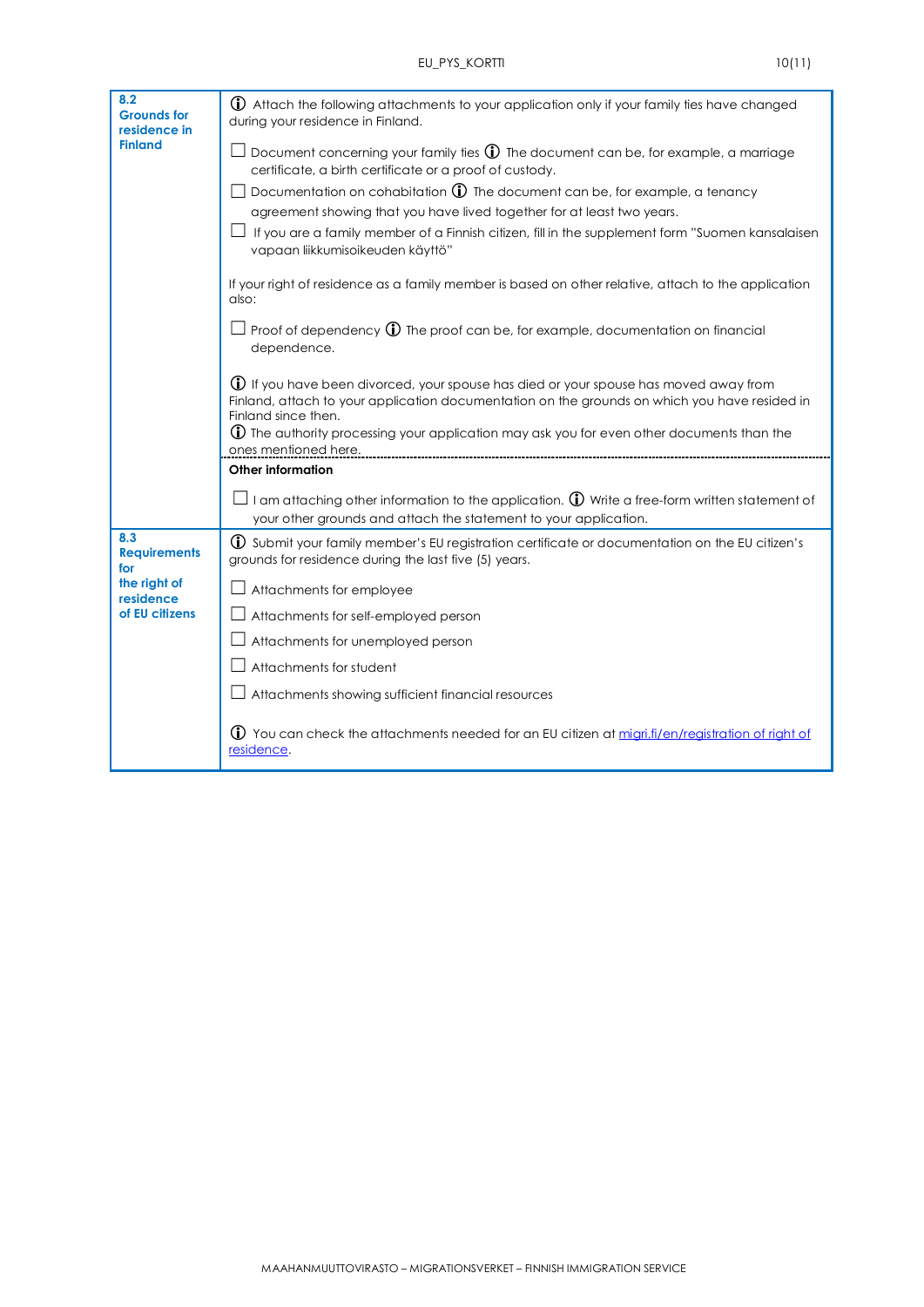## 8.2 Grounds for residence in Finland

ⓘ Attach the following attachments to your application only if your family ties have changed during your residence in Finland.

- ☐ Document concerning your family ties ⓘ The document can be, for example, a marriage certificate, a birth certificate or a proof of custody.
- ☐ Documentation on cohabitation ⓘ The document can be, for example, a tenancy agreement showing that you have lived together for at least two years.
- ☐ If you are a family member of a Finnish citizen, fill in the supplement form "Suomen kansalaisen vapaan liikkumisoikeuden käyttö"

If your right of residence as a family member is based on other relative, attach to the application also:

- ☐ Proof of dependency ⓘ The proof can be, for example, documentation on financial dependence.

ⓘ If you have been divorced, your spouse has died or your spouse has moved away from Finland, attach to your application documentation on the grounds on which you have resided in Finland since then.
ⓘ The authority processing your application may ask you for even other documents than the ones mentioned here.

**Other information**

- ☐ I am attaching other information to the application. ⓘ Write a free-form written statement of your other grounds and attach the statement to your application.

## 8.3 Requirements for the right of residence of EU citizens

ⓘ Submit your family member's EU registration certificate or documentation on the EU citizen's grounds for residence during the last five (5) years.

- ☐ Attachments for employee
- ☐ Attachments for self-employed person
- ☐ Attachments for unemployed person
- ☐ Attachments for student
- ☐ Attachments showing sufficient financial resources

ⓘ You can check the attachments needed for an EU citizen at [migri.fi/en/registration of right of residence](migri.fi/en/registration of right of residence).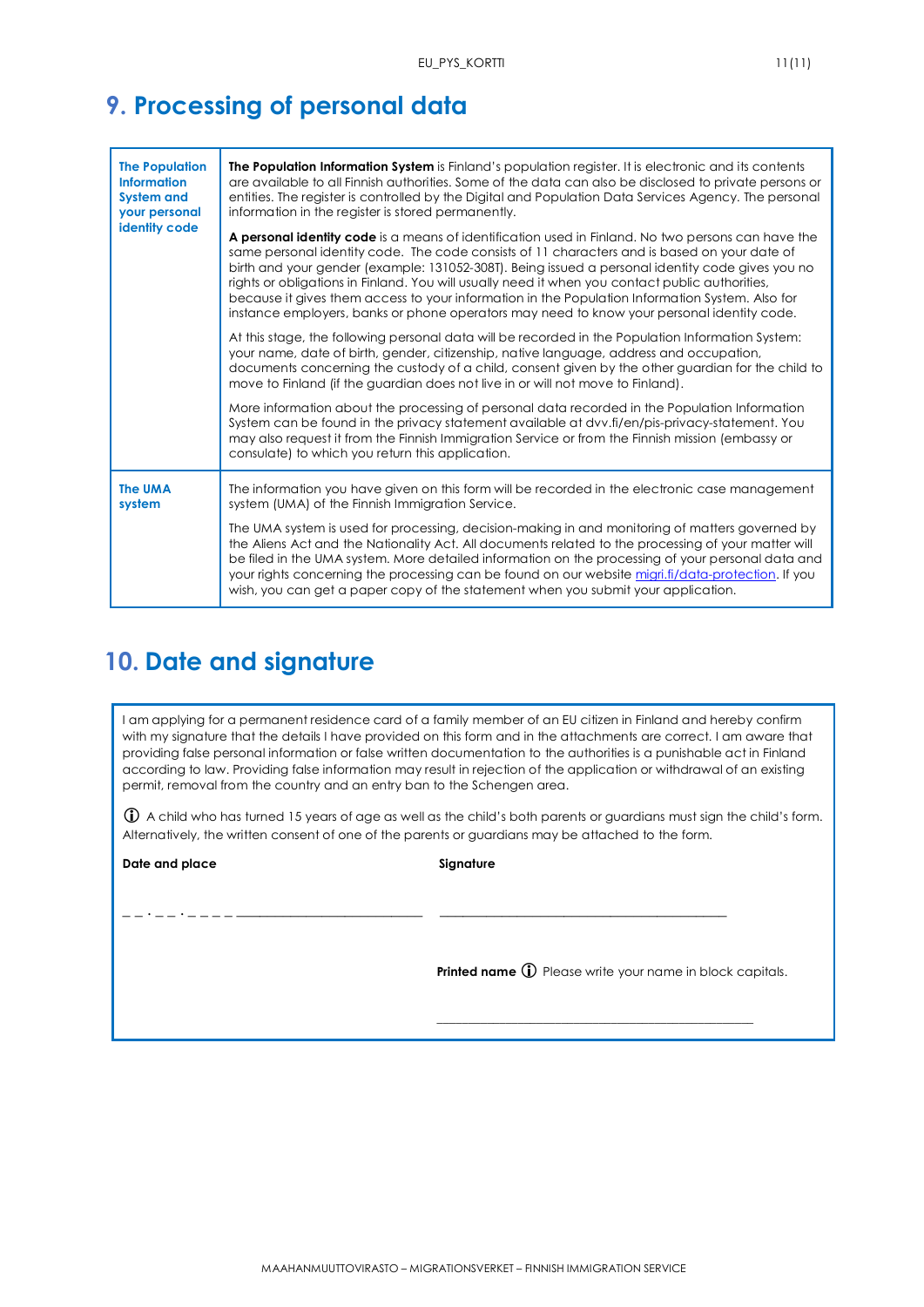# 9. Processing of personal data

| | |
|---|---|
| **The Population Information System and your personal identity code** | **The Population Information System** is Finland's population register. It is electronic and its contents are available to all Finnish authorities. Some of the data can also be disclosed to private persons or entities. The register is controlled by the Digital and Population Data Services Agency. The personal information in the register is stored permanently.<br><br>**A personal identity code** is a means of identification used in Finland. No two persons can have the same personal identity code. The code consists of 11 characters and is based on your date of birth and your gender (example: 131052-308T). Being issued a personal identity code gives you no rights or obligations in Finland. You will usually need it when you contact public authorities, because it gives them access to your information in the Population Information System. Also for instance employers, banks or phone operators may need to know your personal identity code.<br><br>At this stage, the following personal data will be recorded in the Population Information System: your name, date of birth, gender, citizenship, native language, address and occupation, documents concerning the custody of a child, consent given by the other guardian for the child to move to Finland (if the guardian does not live in or will not move to Finland).<br><br>More information about the processing of personal data recorded in the Population Information System can be found in the privacy statement available at dvv.fi/en/pis-privacy-statement. You may also request it from the Finnish Immigration Service or from the Finnish mission (embassy or consulate) to which you return this application. |
| **The UMA system** | The information you have given on this form will be recorded in the electronic case management system (UMA) of the Finnish Immigration Service.<br><br>The UMA system is used for processing, decision-making in and monitoring of matters governed by the Aliens Act and the Nationality Act. All documents related to the processing of your matter will be filed in the UMA system. More detailed information on the processing of your personal data and your rights concerning the processing can be found on our website migri.fi/data-protection. If you wish, you can get a paper copy of the statement when you submit your application. |

# 10. Date and signature

I am applying for a permanent residence card of a family member of an EU citizen in Finland and hereby confirm with my signature that the details I have provided on this form and in the attachments are correct. I am aware that providing false personal information or false written documentation to the authorities is a punishable act in Finland according to law. Providing false information may result in rejection of the application or withdrawal of an existing permit, removal from the country and an entry ban to the Schengen area.

ⓘ A child who has turned 15 years of age as well as the child's both parents or guardians must sign the child's form. Alternatively, the written consent of one of the parents or guardians may be attached to the form.

**Date and place**

_ _ . _ _ . _ _ _ _ ____________________________

**Signature**

____________________________________________

**Printed name** ⓘ Please write your name in block capitals.

____________________________________________